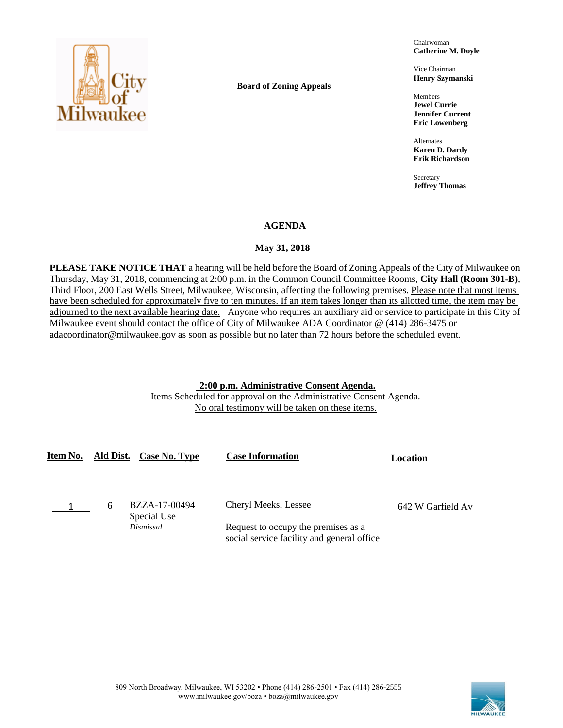**Board of Zoning Appeals**

Chairwoman
**Catherine M. Doyle**

Vice Chairman
**Henry Szymanski**

Members
**Jewel Currie**
**Jennifer Current**
**Eric Lowenberg**

Alternates
**Karen D. Dardy**
**Erik Richardson**

Secretary
**Jeffrey Thomas**

# AGENDA

## May 31, 2018

**PLEASE TAKE NOTICE THAT** a hearing will be held before the Board of Zoning Appeals of the City of Milwaukee on Thursday, May 31, 2018, commencing at 2:00 p.m. in the Common Council Committee Rooms, **City Hall (Room 301-B)**, Third Floor, 200 East Wells Street, Milwaukee, Wisconsin, affecting the following premises. Please note that most items have been scheduled for approximately five to ten minutes. If an item takes longer than its allotted time, the item may be adjourned to the next available hearing date. Anyone who requires an auxiliary aid or service to participate in this City of Milwaukee event should contact the office of City of Milwaukee ADA Coordinator @ (414) 286-3475 or adacoordinator@milwaukee.gov as soon as possible but no later than 72 hours before the scheduled event.

**2:00 p.m. Administrative Consent Agenda.**
Items Scheduled for approval on the Administrative Consent Agenda.
No oral testimony will be taken on these items.

| Item No. | Ald Dist. | Case No. Type | Case Information | Location |
|---|---|---|---|---|
| 1 | 6 | BZZA-17-00494<br>Special Use<br>*Dismissal* | Cheryl Meeks, Lessee<br><br>Request to occupy the premises as a social service facility and general office | 642 W Garfield Av |

809 North Broadway, Milwaukee, WI 53202 • Phone (414) 286-2501 • Fax (414) 286-2555
www.milwaukee.gov/boza • boza@milwaukee.gov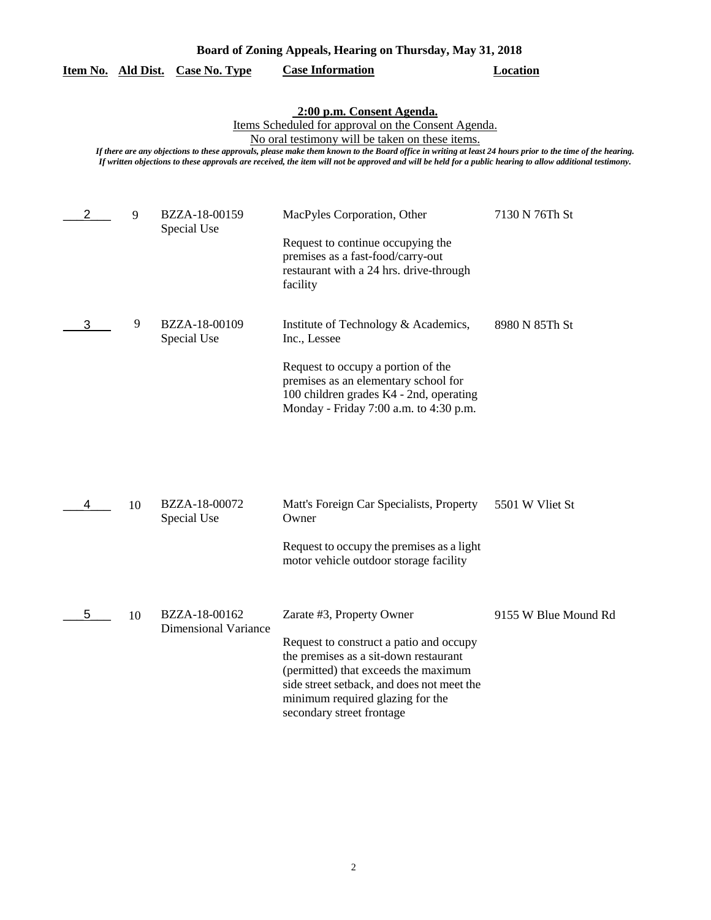**Board of Zoning Appeals, Hearing on Thursday, May 31, 2018**

| Item No. | Ald Dist. | Case No. Type | Case Information | Location |
|---|---|---|---|---|

**2:00 p.m. Consent Agenda.**

Items Scheduled for approval on the Consent Agenda.

No oral testimony will be taken on these items.

*If there are any objections to these approvals, please make them known to the Board office in writing at least 24 hours prior to the time of the hearing. If written objections to these approvals are received, the item will not be approved and will be held for a public hearing to allow additional testimony.*

| Item No. | Ald Dist. | Case No. Type | Case Information | Location |
|---|---|---|---|---|
| 2 | 9 | BZZA-18-00159 Special Use | MacPyles Corporation, Other<br><br>Request to continue occupying the premises as a fast-food/carry-out restaurant with a 24 hrs. drive-through facility | 7130 N 76Th St |
| 3 | 9 | BZZA-18-00109 Special Use | Institute of Technology & Academics, Inc., Lessee<br><br>Request to occupy a portion of the premises as an elementary school for 100 children grades K4 - 2nd, operating Monday - Friday 7:00 a.m. to 4:30 p.m. | 8980 N 85Th St |
| 4 | 10 | BZZA-18-00072 Special Use | Matt's Foreign Car Specialists, Property Owner<br><br>Request to occupy the premises as a light motor vehicle outdoor storage facility | 5501 W Vliet St |
| 5 | 10 | BZZA-18-00162 Dimensional Variance | Zarate #3, Property Owner<br><br>Request to construct a patio and occupy the premises as a sit-down restaurant (permitted) that exceeds the maximum side street setback, and does not meet the minimum required glazing for the secondary street frontage | 9155 W Blue Mound Rd |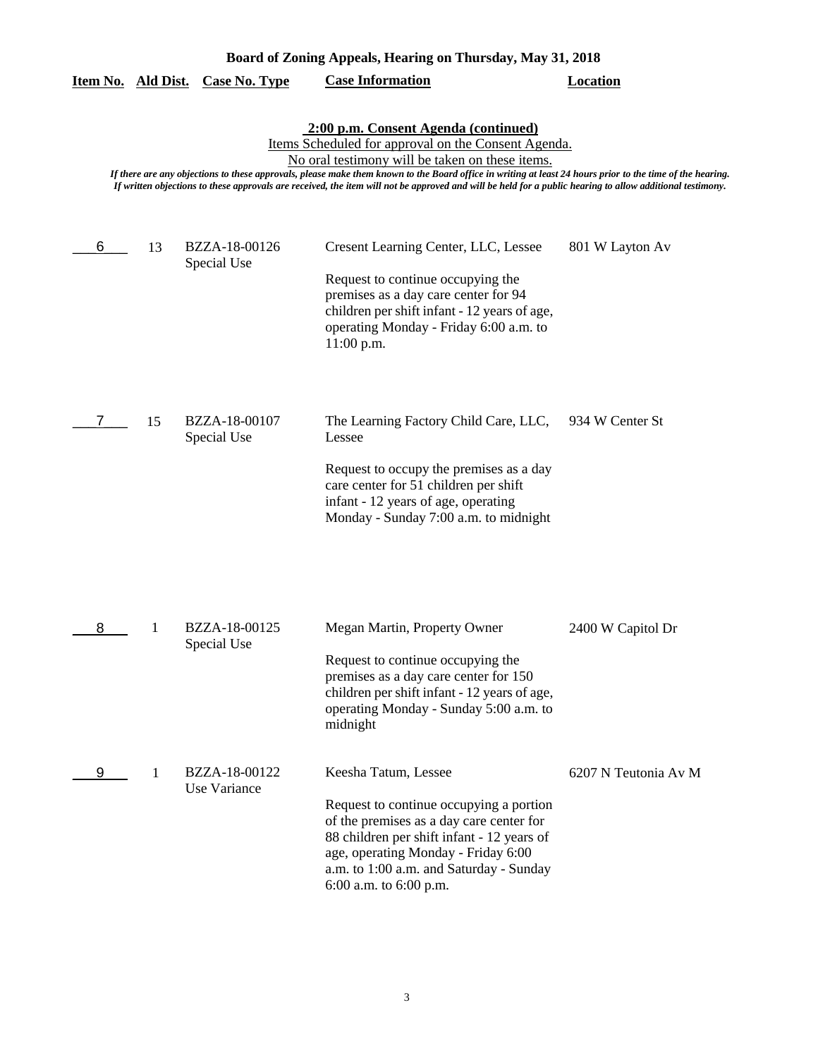**Board of Zoning Appeals, Hearing on Thursday, May 31, 2018**

**2:00 p.m. Consent Agenda (continued)**

Items Scheduled for approval on the Consent Agenda.

No oral testimony will be taken on these items.

*If there are any objections to these approvals, please make them known to the Board office in writing at least 24 hours prior to the time of the hearing. If written objections to these approvals are received, the item will not be approved and will be held for a public hearing to allow additional testimony.*

| Item No. | Ald Dist. | Case No. Type | Case Information | Location |
|---|---|---|---|---|
| 6 | 13 | BZZA-18-00126 Special Use | Cresent Learning Center, LLC, Lessee<br><br>Request to continue occupying the premises as a day care center for 94 children per shift infant - 12 years of age, operating Monday - Friday 6:00 a.m. to 11:00 p.m. | 801 W Layton Av |
| 7 | 15 | BZZA-18-00107 Special Use | The Learning Factory Child Care, LLC, Lessee<br><br>Request to occupy the premises as a day care center for 51 children per shift infant - 12 years of age, operating Monday - Sunday 7:00 a.m. to midnight | 934 W Center St |
| 8 | 1 | BZZA-18-00125 Special Use | Megan Martin, Property Owner<br><br>Request to continue occupying the premises as a day care center for 150 children per shift infant - 12 years of age, operating Monday - Sunday 5:00 a.m. to midnight | 2400 W Capitol Dr |
| 9 | 1 | BZZA-18-00122 Use Variance | Keesha Tatum, Lessee<br><br>Request to continue occupying a portion of the premises as a day care center for 88 children per shift infant - 12 years of age, operating Monday - Friday 6:00 a.m. to 1:00 a.m. and Saturday - Sunday 6:00 a.m. to 6:00 p.m. | 6207 N Teutonia Av M |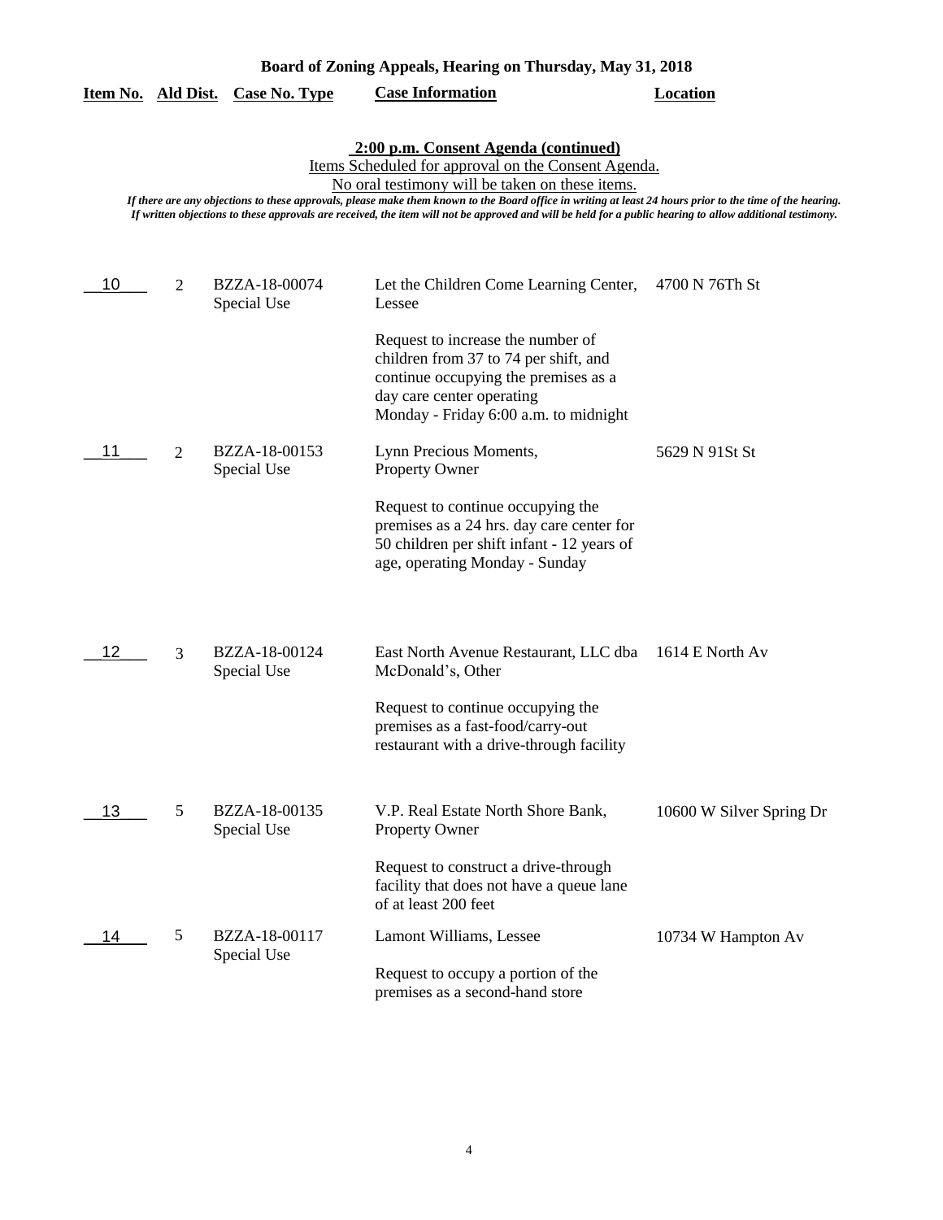**Board of Zoning Appeals, Hearing on Thursday, May 31, 2018**

**2:00 p.m. Consent Agenda (continued)**

Items Scheduled for approval on the Consent Agenda.

No oral testimony will be taken on these items.

*If there are any objections to these approvals, please make them known to the Board office in writing at least 24 hours prior to the time of the hearing. If written objections to these approvals are received, the item will not be approved and will be held for a public hearing to allow additional testimony.*

| Item No. | Ald Dist. | Case No. Type | Case Information | Location |
|---|---|---|---|---|
| 10 | 2 | BZZA-18-00074 Special Use | Let the Children Come Learning Center, Lessee<br><br>Request to increase the number of children from 37 to 74 per shift, and continue occupying the premises as a day care center operating Monday - Friday 6:00 a.m. to midnight | 4700 N 76Th St |
| 11 | 2 | BZZA-18-00153 Special Use | Lynn Precious Moments, Property Owner<br><br>Request to continue occupying the premises as a 24 hrs. day care center for 50 children per shift infant - 12 years of age, operating Monday - Sunday | 5629 N 91St St |
| 12 | 3 | BZZA-18-00124 Special Use | East North Avenue Restaurant, LLC dba McDonald's, Other<br><br>Request to continue occupying the premises as a fast-food/carry-out restaurant with a drive-through facility | 1614 E North Av |
| 13 | 5 | BZZA-18-00135 Special Use | V.P. Real Estate North Shore Bank, Property Owner<br><br>Request to construct a drive-through facility that does not have a queue lane of at least 200 feet | 10600 W Silver Spring Dr |
| 14 | 5 | BZZA-18-00117 Special Use | Lamont Williams, Lessee<br><br>Request to occupy a portion of the premises as a second-hand store | 10734 W Hampton Av |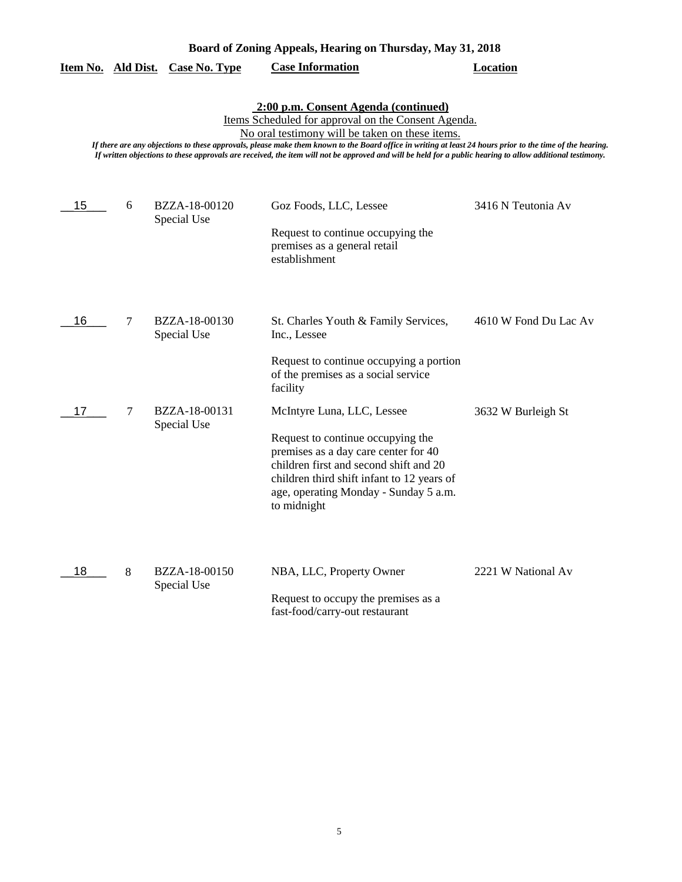**Board of Zoning Appeals, Hearing on Thursday, May 31, 2018**

**2:00 p.m. Consent Agenda (continued)**

Items Scheduled for approval on the Consent Agenda.

No oral testimony will be taken on these items.

*If there are any objections to these approvals, please make them known to the Board office in writing at least 24 hours prior to the time of the hearing. If written objections to these approvals are received, the item will not be approved and will be held for a public hearing to allow additional testimony.*

| Item No. | Ald Dist. | Case No. Type | Case Information | Location |
|---|---|---|---|---|
| 15 | 6 | BZZA-18-00120 Special Use | Goz Foods, LLC, Lessee<br><br>Request to continue occupying the premises as a general retail establishment | 3416 N Teutonia Av |
| 16 | 7 | BZZA-18-00130 Special Use | St. Charles Youth & Family Services, Inc., Lessee<br><br>Request to continue occupying a portion of the premises as a social service facility | 4610 W Fond Du Lac Av |
| 17 | 7 | BZZA-18-00131 Special Use | McIntyre Luna, LLC, Lessee<br><br>Request to continue occupying the premises as a day care center for 40 children first and second shift and 20 children third shift infant to 12 years of age, operating Monday - Sunday 5 a.m. to midnight | 3632 W Burleigh St |
| 18 | 8 | BZZA-18-00150 Special Use | NBA, LLC, Property Owner<br><br>Request to occupy the premises as a fast-food/carry-out restaurant | 2221 W National Av |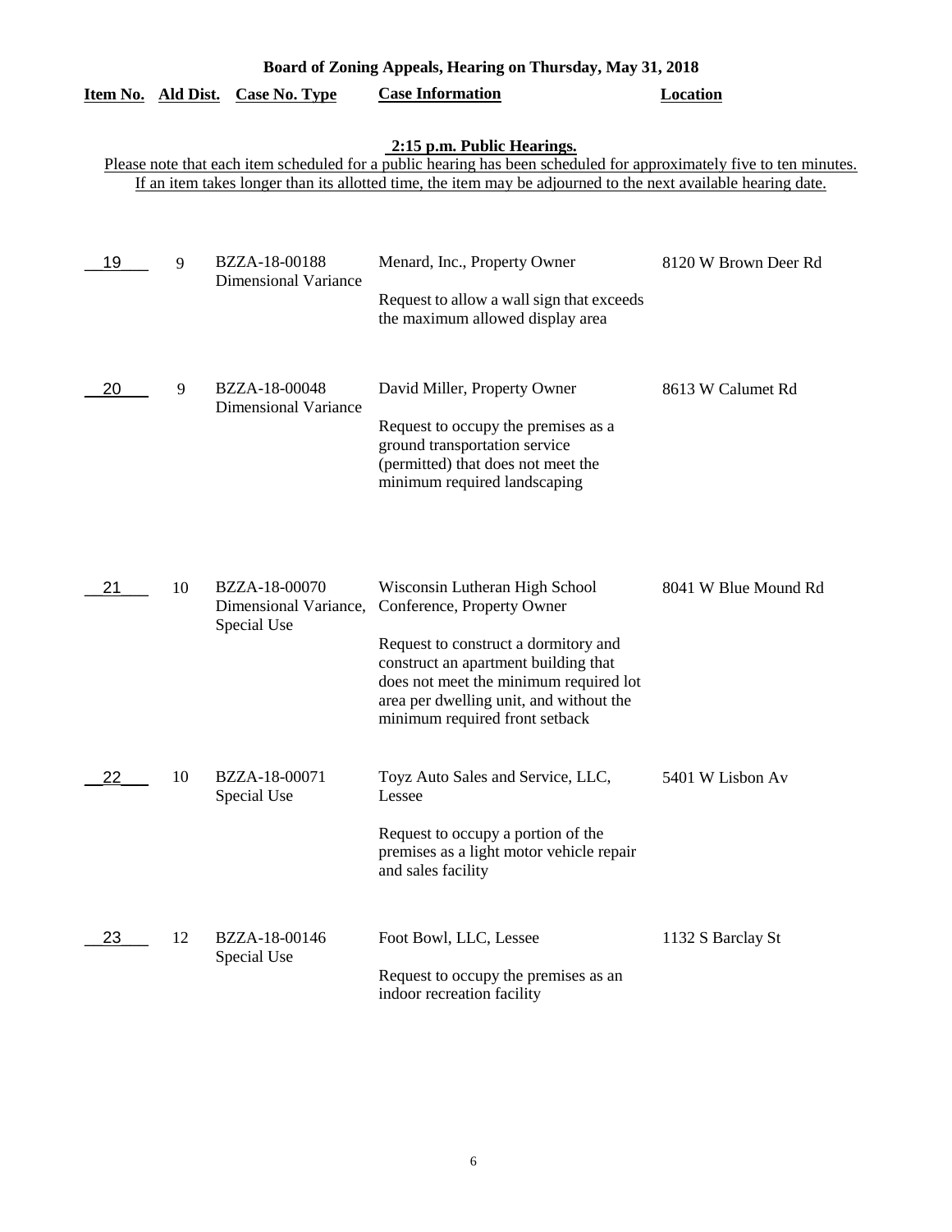**Board of Zoning Appeals, Hearing on Thursday, May 31, 2018**

**2:15 p.m. Public Hearings.**

Please note that each item scheduled for a public hearing has been scheduled for approximately five to ten minutes. If an item takes longer than its allotted time, the item may be adjourned to the next available hearing date.

| Item No. | Ald Dist. | Case No. Type | Case Information | Location |
|---|---|---|---|---|
| 19 | 9 | BZZA-18-00188 Dimensional Variance | Menard, Inc., Property Owner<br><br>Request to allow a wall sign that exceeds the maximum allowed display area | 8120 W Brown Deer Rd |
| 20 | 9 | BZZA-18-00048 Dimensional Variance | David Miller, Property Owner<br><br>Request to occupy the premises as a ground transportation service (permitted) that does not meet the minimum required landscaping | 8613 W Calumet Rd |
| 21 | 10 | BZZA-18-00070 Dimensional Variance, Special Use | Wisconsin Lutheran High School Conference, Property Owner<br><br>Request to construct a dormitory and construct an apartment building that does not meet the minimum required lot area per dwelling unit, and without the minimum required front setback | 8041 W Blue Mound Rd |
| 22 | 10 | BZZA-18-00071 Special Use | Toyz Auto Sales and Service, LLC, Lessee<br><br>Request to occupy a portion of the premises as a light motor vehicle repair and sales facility | 5401 W Lisbon Av |
| 23 | 12 | BZZA-18-00146 Special Use | Foot Bowl, LLC, Lessee<br><br>Request to occupy the premises as an indoor recreation facility | 1132 S Barclay St |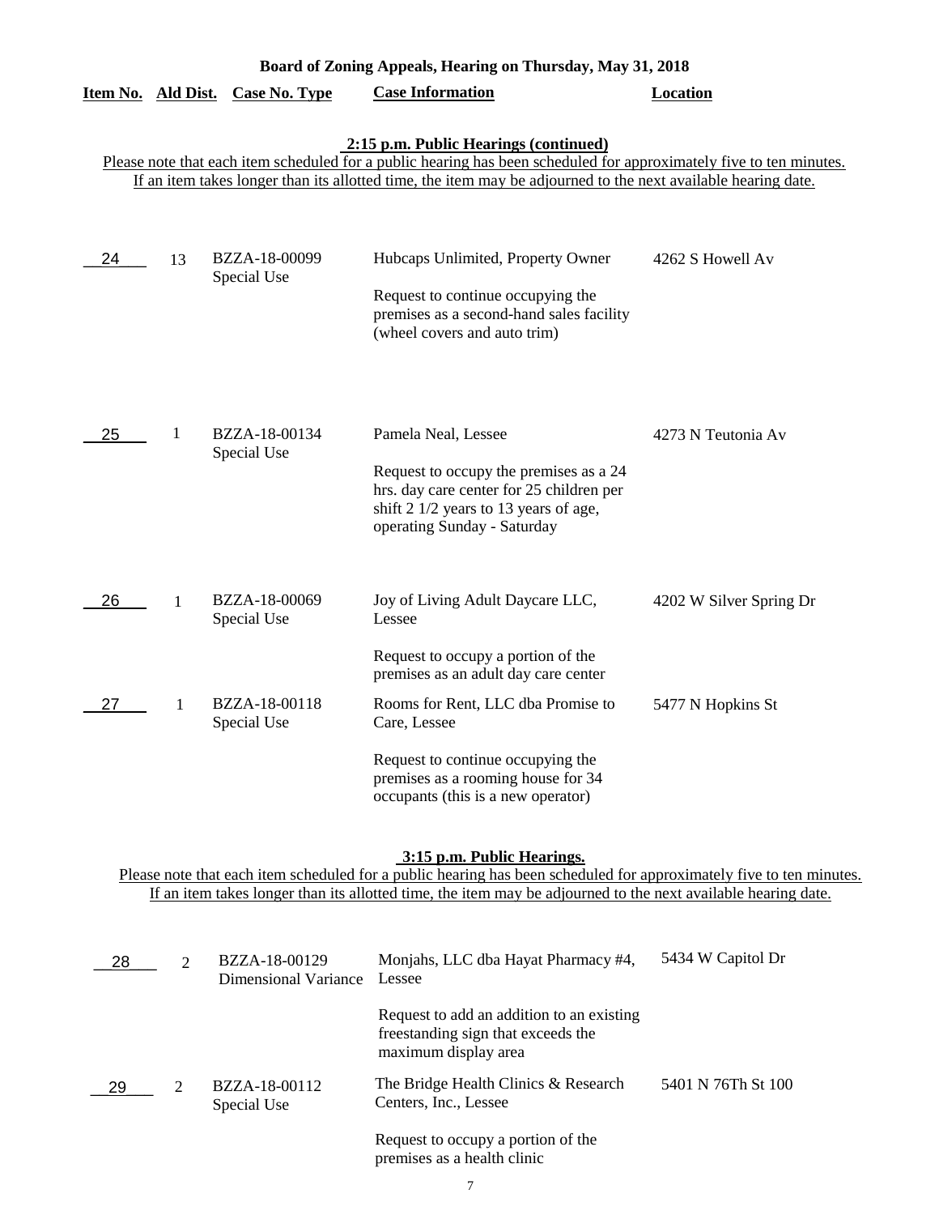**Board of Zoning Appeals, Hearing on Thursday, May 31, 2018**

| Item No. | Ald Dist. | Case No. Type | Case Information | Location |
|---|---|---|---|---|

**2:15 p.m. Public Hearings (continued)**

Please note that each item scheduled for a public hearing has been scheduled for approximately five to ten minutes. If an item takes longer than its allotted time, the item may be adjourned to the next available hearing date.

| Item No. | Ald Dist. | Case No. Type | Case Information | Location |
|---|---|---|---|---|
| 24 | 13 | BZZA-18-00099 Special Use | Hubcaps Unlimited, Property Owner<br><br>Request to continue occupying the premises as a second-hand sales facility (wheel covers and auto trim) | 4262 S Howell Av |
| 25 | 1 | BZZA-18-00134 Special Use | Pamela Neal, Lessee<br><br>Request to occupy the premises as a 24 hrs. day care center for 25 children per shift 2 1/2 years to 13 years of age, operating Sunday - Saturday | 4273 N Teutonia Av |
| 26 | 1 | BZZA-18-00069 Special Use | Joy of Living Adult Daycare LLC, Lessee<br><br>Request to occupy a portion of the premises as an adult day care center | 4202 W Silver Spring Dr |
| 27 | 1 | BZZA-18-00118 Special Use | Rooms for Rent, LLC dba Promise to Care, Lessee<br><br>Request to continue occupying the premises as a rooming house for 34 occupants (this is a new operator) | 5477 N Hopkins St |

**3:15 p.m. Public Hearings.**

Please note that each item scheduled for a public hearing has been scheduled for approximately five to ten minutes. If an item takes longer than its allotted time, the item may be adjourned to the next available hearing date.

| Item No. | Ald Dist. | Case No. Type | Case Information | Location |
|---|---|---|---|---|
| 28 | 2 | BZZA-18-00129 Dimensional Variance | Monjahs, LLC dba Hayat Pharmacy #4, Lessee<br><br>Request to add an addition to an existing freestanding sign that exceeds the maximum display area | 5434 W Capitol Dr |
| 29 | 2 | BZZA-18-00112 Special Use | The Bridge Health Clinics & Research Centers, Inc., Lessee<br><br>Request to occupy a portion of the premises as a health clinic | 5401 N 76Th St 100 |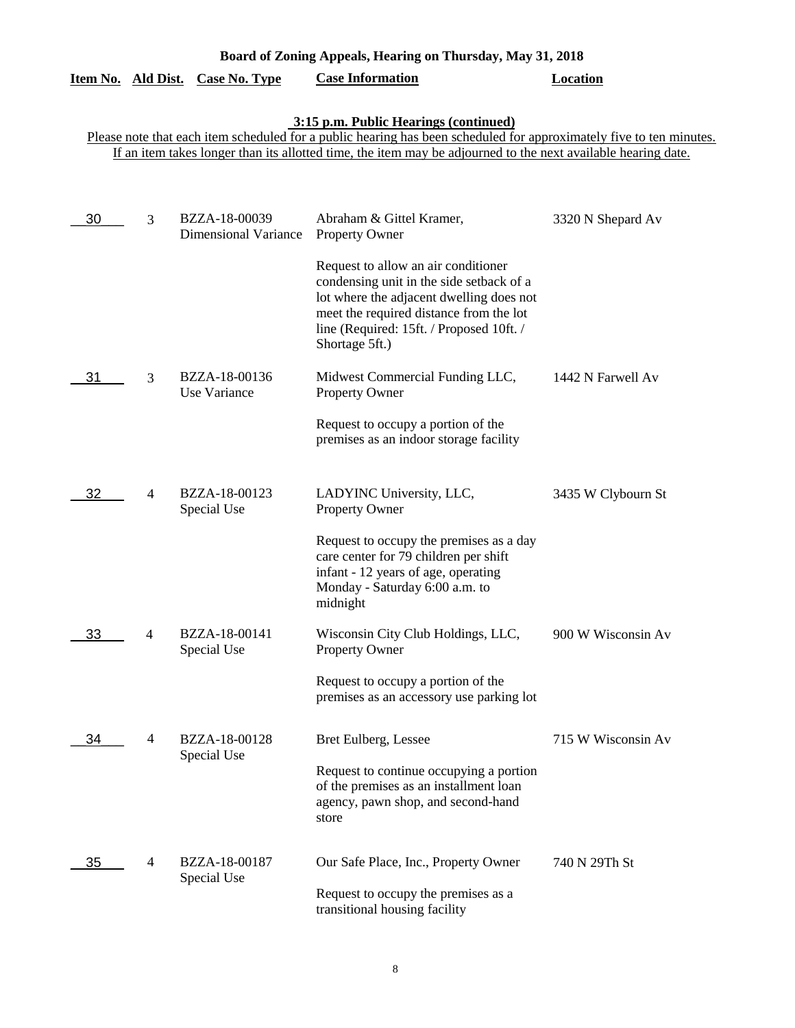**Board of Zoning Appeals, Hearing on Thursday, May 31, 2018**

**3:15 p.m. Public Hearings (continued)**

Please note that each item scheduled for a public hearing has been scheduled for approximately five to ten minutes. If an item takes longer than its allotted time, the item may be adjourned to the next available hearing date.

| Item No. | Ald Dist. | Case No. Type | Case Information | Location |
|---|---|---|---|---|
| 30 | 3 | BZZA-18-00039 Dimensional Variance | Abraham & Gittel Kramer, Property Owner<br><br>Request to allow an air conditioner condensing unit in the side setback of a lot where the adjacent dwelling does not meet the required distance from the lot line (Required: 15ft. / Proposed 10ft. / Shortage 5ft.) | 3320 N Shepard Av |
| 31 | 3 | BZZA-18-00136 Use Variance | Midwest Commercial Funding LLC, Property Owner<br><br>Request to occupy a portion of the premises as an indoor storage facility | 1442 N Farwell Av |
| 32 | 4 | BZZA-18-00123 Special Use | LADYINC University, LLC, Property Owner<br><br>Request to occupy the premises as a day care center for 79 children per shift infant - 12 years of age, operating Monday - Saturday 6:00 a.m. to midnight | 3435 W Clybourn St |
| 33 | 4 | BZZA-18-00141 Special Use | Wisconsin City Club Holdings, LLC, Property Owner<br><br>Request to occupy a portion of the premises as an accessory use parking lot | 900 W Wisconsin Av |
| 34 | 4 | BZZA-18-00128 Special Use | Bret Eulberg, Lessee<br><br>Request to continue occupying a portion of the premises as an installment loan agency, pawn shop, and second-hand store | 715 W Wisconsin Av |
| 35 | 4 | BZZA-18-00187 Special Use | Our Safe Place, Inc., Property Owner<br><br>Request to occupy the premises as a transitional housing facility | 740 N 29Th St |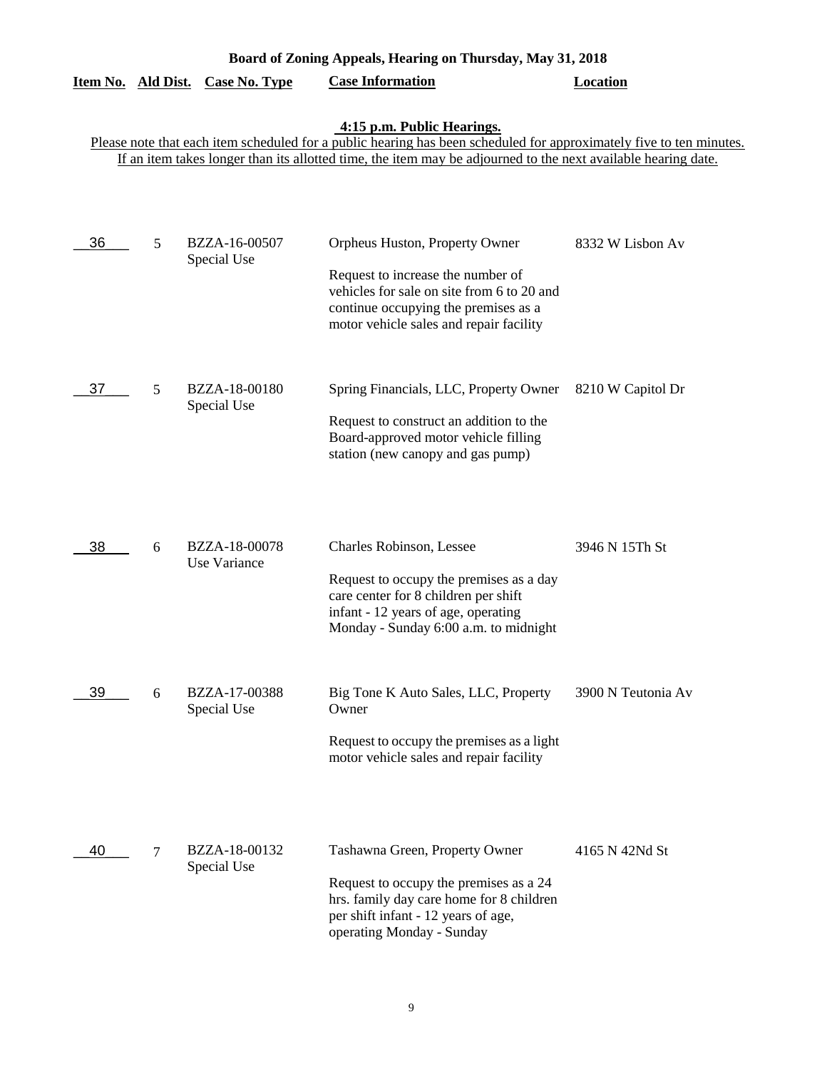# Board of Zoning Appeals, Hearing on Thursday, May 31, 2018

**4:15 p.m. Public Hearings.**

Please note that each item scheduled for a public hearing has been scheduled for approximately five to ten minutes. If an item takes longer than its allotted time, the item may be adjourned to the next available hearing date.

| Item No. | Ald Dist. | Case No. Type | Case Information | Location |
|---|---|---|---|---|
| 36 | 5 | BZZA-16-00507 Special Use | Orpheus Huston, Property Owner<br><br>Request to increase the number of vehicles for sale on site from 6 to 20 and continue occupying the premises as a motor vehicle sales and repair facility | 8332 W Lisbon Av |
| 37 | 5 | BZZA-18-00180 Special Use | Spring Financials, LLC, Property Owner<br><br>Request to construct an addition to the Board-approved motor vehicle filling station (new canopy and gas pump) | 8210 W Capitol Dr |
| 38 | 6 | BZZA-18-00078 Use Variance | Charles Robinson, Lessee<br><br>Request to occupy the premises as a day care center for 8 children per shift infant - 12 years of age, operating Monday - Sunday 6:00 a.m. to midnight | 3946 N 15Th St |
| 39 | 6 | BZZA-17-00388 Special Use | Big Tone K Auto Sales, LLC, Property Owner<br><br>Request to occupy the premises as a light motor vehicle sales and repair facility | 3900 N Teutonia Av |
| 40 | 7 | BZZA-18-00132 Special Use | Tashawna Green, Property Owner<br><br>Request to occupy the premises as a 24 hrs. family day care home for 8 children per shift infant - 12 years of age, operating Monday - Sunday | 4165 N 42Nd St |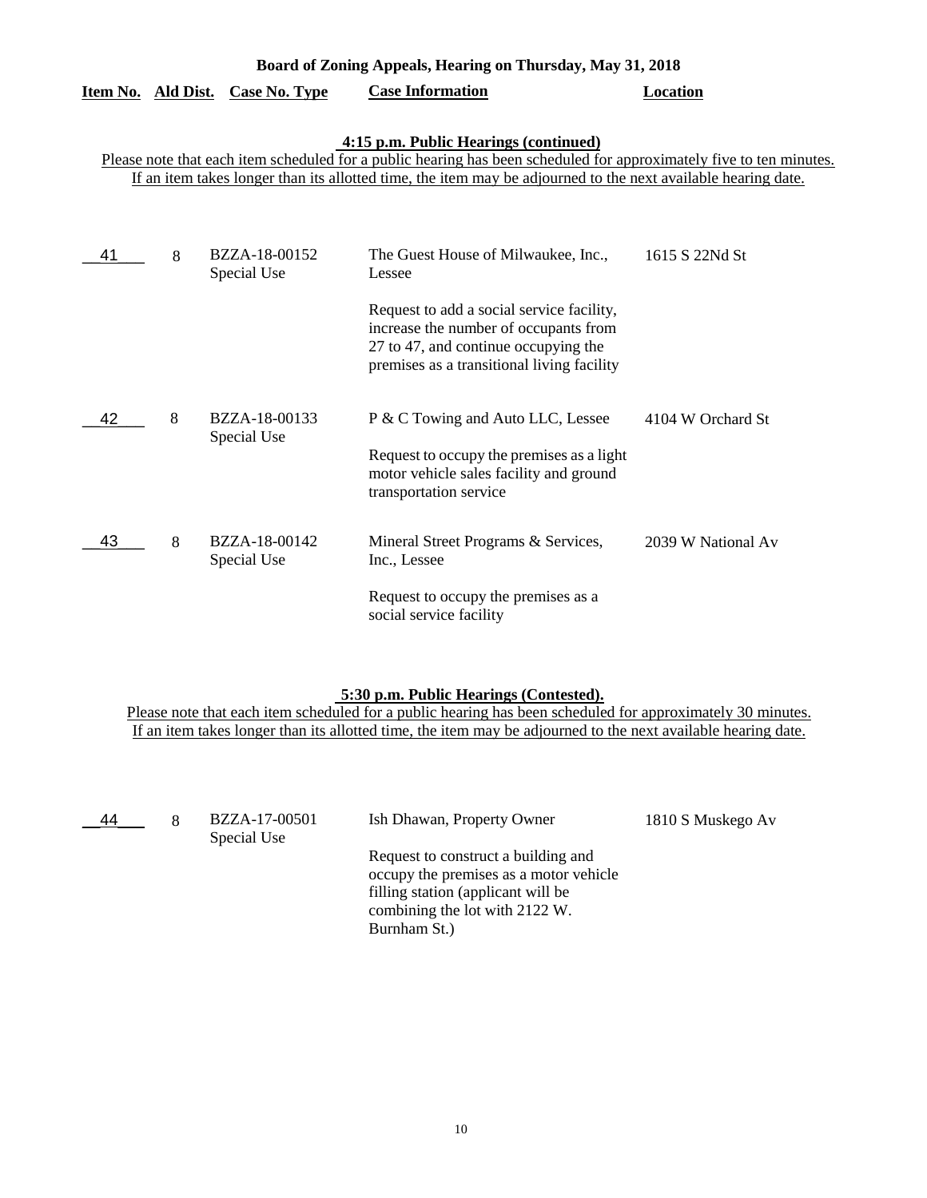**Board of Zoning Appeals, Hearing on Thursday, May 31, 2018**

**4:15 p.m. Public Hearings (continued)**

Please note that each item scheduled for a public hearing has been scheduled for approximately five to ten minutes. If an item takes longer than its allotted time, the item may be adjourned to the next available hearing date.

| Item No. | Ald Dist. | Case No. Type | Case Information | Location |
|---|---|---|---|---|
| 41 | 8 | BZZA-18-00152 Special Use | The Guest House of Milwaukee, Inc., Lessee<br><br>Request to add a social service facility, increase the number of occupants from 27 to 47, and continue occupying the premises as a transitional living facility | 1615 S 22Nd St |
| 42 | 8 | BZZA-18-00133 Special Use | P & C Towing and Auto LLC, Lessee<br><br>Request to occupy the premises as a light motor vehicle sales facility and ground transportation service | 4104 W Orchard St |
| 43 | 8 | BZZA-18-00142 Special Use | Mineral Street Programs & Services, Inc., Lessee<br><br>Request to occupy the premises as a social service facility | 2039 W National Av |

**5:30 p.m. Public Hearings (Contested).**

Please note that each item scheduled for a public hearing has been scheduled for approximately 30 minutes. If an item takes longer than its allotted time, the item may be adjourned to the next available hearing date.

| Item No. | Ald Dist. | Case No. Type | Case Information | Location |
|---|---|---|---|---|
| 44 | 8 | BZZA-17-00501 Special Use | Ish Dhawan, Property Owner<br><br>Request to construct a building and occupy the premises as a motor vehicle filling station (applicant will be combining the lot with 2122 W. Burnham St.) | 1810 S Muskego Av |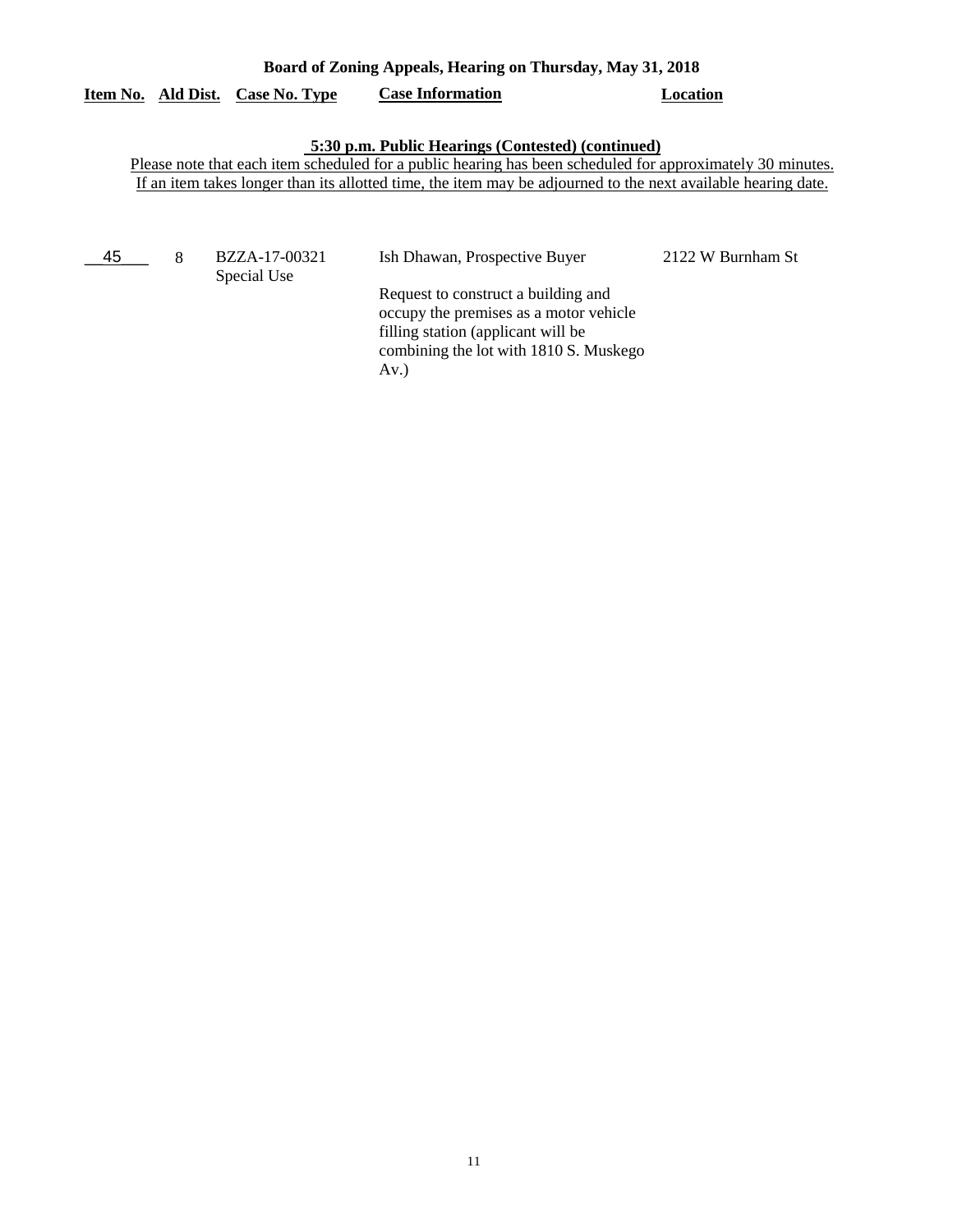**Board of Zoning Appeals, Hearing on Thursday, May 31, 2018**

**5:30 p.m. Public Hearings (Contested) (continued)**

Please note that each item scheduled for a public hearing has been scheduled for approximately 30 minutes. If an item takes longer than its allotted time, the item may be adjourned to the next available hearing date.

| Item No. | Ald Dist. | Case No. Type | Case Information | Location |
| --- | --- | --- | --- | --- |
| 45 | 8 | BZZA-17-00321<br>Special Use | Ish Dhawan, Prospective Buyer<br><br>Request to construct a building and occupy the premises as a motor vehicle filling station (applicant will be combining the lot with 1810 S. Muskego Av.) | 2122 W Burnham St |